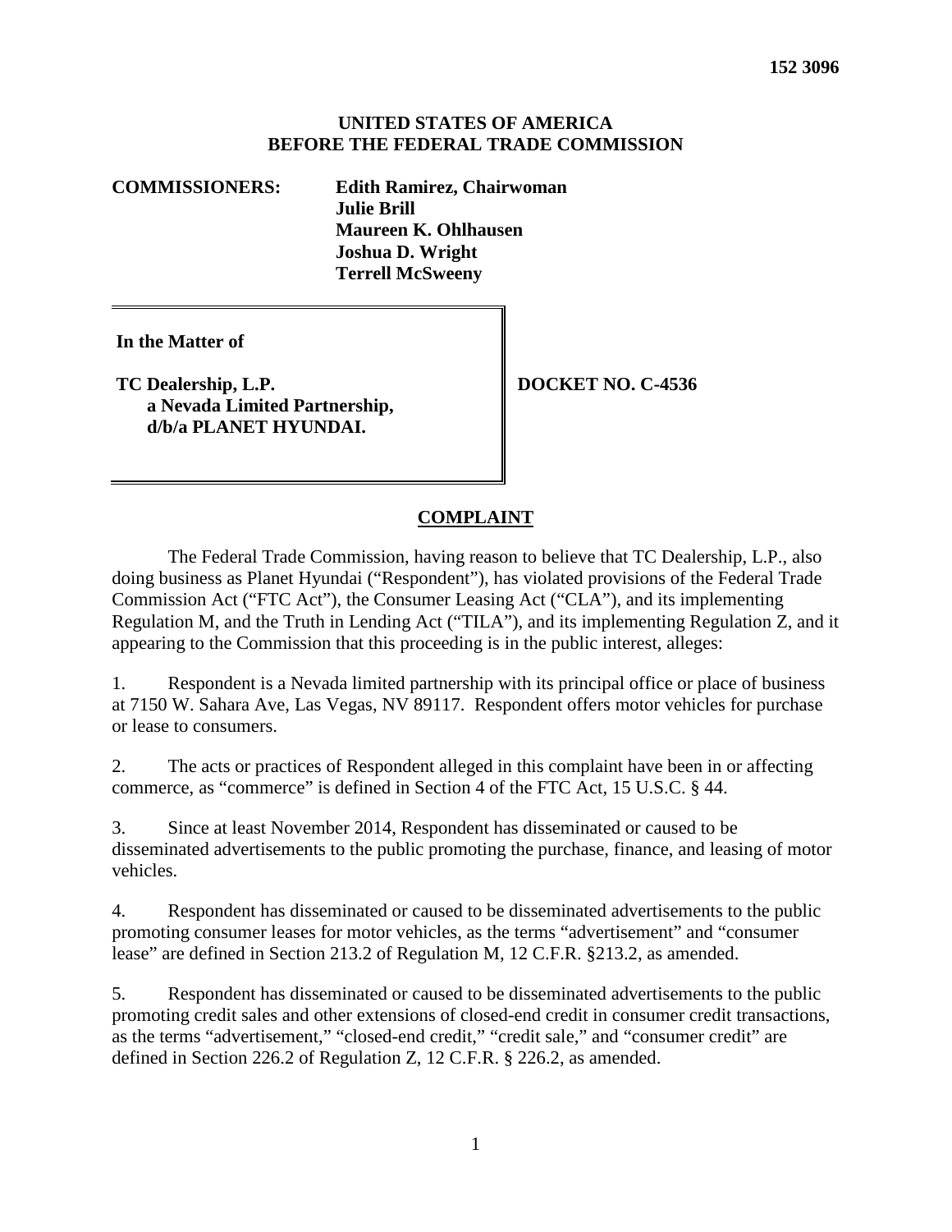**152 3096**

**UNITED STATES OF AMERICA**
**BEFORE THE FEDERAL TRADE COMMISSION**

**COMMISSIONERS:** **Edith Ramirez, Chairwoman**
**Julie Brill**
**Maureen K. Ohlhausen**
**Joshua D. Wright**
**Terrell McSweeny**

| | |
|---|---|
| **In the Matter of**<br><br>**TC Dealership, L.P.**<br>**a Nevada Limited Partnership,**<br>**d/b/a PLANET HYUNDAI.** | **DOCKET NO. C-4536** |

## COMPLAINT

The Federal Trade Commission, having reason to believe that TC Dealership, L.P., also doing business as Planet Hyundai ("Respondent"), has violated provisions of the Federal Trade Commission Act ("FTC Act"), the Consumer Leasing Act ("CLA"), and its implementing Regulation M, and the Truth in Lending Act ("TILA"), and its implementing Regulation Z, and it appearing to the Commission that this proceeding is in the public interest, alleges:

1. Respondent is a Nevada limited partnership with its principal office or place of business at 7150 W. Sahara Ave, Las Vegas, NV 89117. Respondent offers motor vehicles for purchase or lease to consumers.

2. The acts or practices of Respondent alleged in this complaint have been in or affecting commerce, as "commerce" is defined in Section 4 of the FTC Act, 15 U.S.C. § 44.

3. Since at least November 2014, Respondent has disseminated or caused to be disseminated advertisements to the public promoting the purchase, finance, and leasing of motor vehicles.

4. Respondent has disseminated or caused to be disseminated advertisements to the public promoting consumer leases for motor vehicles, as the terms "advertisement" and "consumer lease" are defined in Section 213.2 of Regulation M, 12 C.F.R. §213.2, as amended.

5. Respondent has disseminated or caused to be disseminated advertisements to the public promoting credit sales and other extensions of closed-end credit in consumer credit transactions, as the terms "advertisement," "closed-end credit," "credit sale," and "consumer credit" are defined in Section 226.2 of Regulation Z, 12 C.F.R. § 226.2, as amended.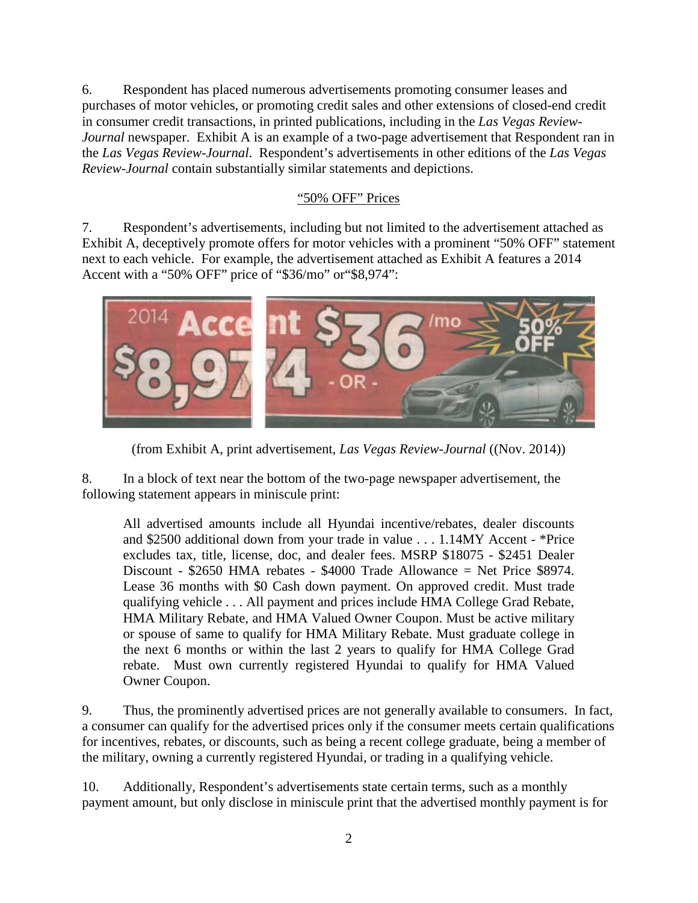6. Respondent has placed numerous advertisements promoting consumer leases and purchases of motor vehicles, or promoting credit sales and other extensions of closed-end credit in consumer credit transactions, in printed publications, including in the *Las Vegas Review-Journal* newspaper. Exhibit A is an example of a two-page advertisement that Respondent ran in the *Las Vegas Review-Journal*. Respondent's advertisements in other editions of the *Las Vegas Review-Journal* contain substantially similar statements and depictions.

<u>"50% OFF" Prices</u>

7. Respondent's advertisements, including but not limited to the advertisement attached as Exhibit A, deceptively promote offers for motor vehicles with a prominent "50% OFF" statement next to each vehicle. For example, the advertisement attached as Exhibit A features a 2014 Accent with a "50% OFF" price of "$36/mo" or"$8,974":

(from Exhibit A, print advertisement, *Las Vegas Review-Journal* ((Nov. 2014))

8. In a block of text near the bottom of the two-page newspaper advertisement, the following statement appears in miniscule print:

> All advertised amounts include all Hyundai incentive/rebates, dealer discounts and $2500 additional down from your trade in value . . . 1.14MY Accent - *Price excludes tax, title, license, doc, and dealer fees. MSRP $18075 - $2451 Dealer Discount - $2650 HMA rebates - $4000 Trade Allowance = Net Price $8974. Lease 36 months with $0 Cash down payment. On approved credit. Must trade qualifying vehicle . . . All payment and prices include HMA College Grad Rebate, HMA Military Rebate, and HMA Valued Owner Coupon. Must be active military or spouse of same to qualify for HMA Military Rebate. Must graduate college in the next 6 months or within the last 2 years to qualify for HMA College Grad rebate. Must own currently registered Hyundai to qualify for HMA Valued Owner Coupon.

9. Thus, the prominently advertised prices are not generally available to consumers. In fact, a consumer can qualify for the advertised prices only if the consumer meets certain qualifications for incentives, rebates, or discounts, such as being a recent college graduate, being a member of the military, owning a currently registered Hyundai, or trading in a qualifying vehicle.

10. Additionally, Respondent's advertisements state certain terms, such as a monthly payment amount, but only disclose in miniscule print that the advertised monthly payment is for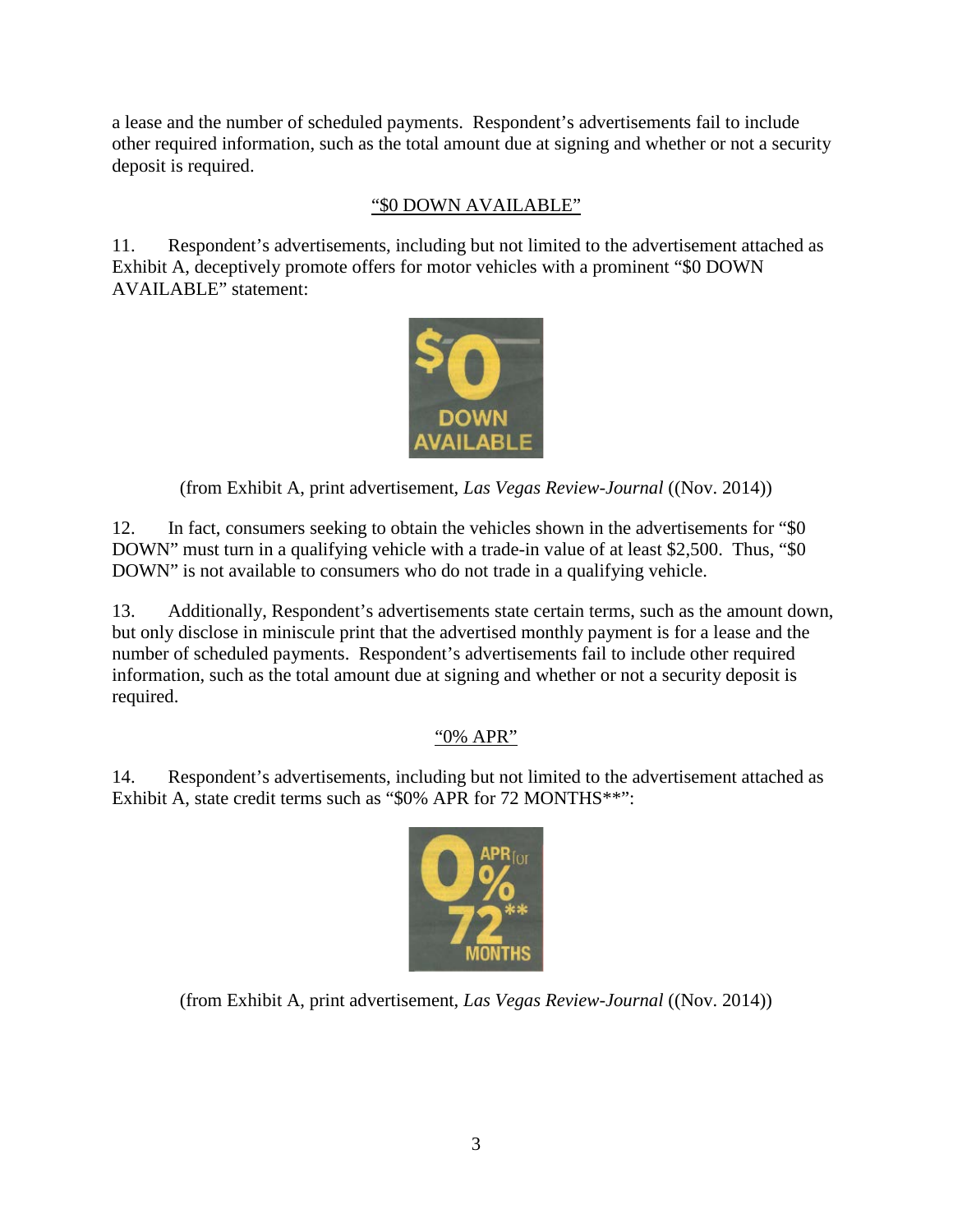a lease and the number of scheduled payments. Respondent's advertisements fail to include other required information, such as the total amount due at signing and whether or not a security deposit is required.

<u>"$0 DOWN AVAILABLE"</u>

11. Respondent's advertisements, including but not limited to the advertisement attached as Exhibit A, deceptively promote offers for motor vehicles with a prominent "$0 DOWN AVAILABLE" statement:

(from Exhibit A, print advertisement, *Las Vegas Review-Journal* ((Nov. 2014))

12. In fact, consumers seeking to obtain the vehicles shown in the advertisements for "$0 DOWN" must turn in a qualifying vehicle with a trade-in value of at least $2,500. Thus, "$0 DOWN" is not available to consumers who do not trade in a qualifying vehicle.

13. Additionally, Respondent's advertisements state certain terms, such as the amount down, but only disclose in miniscule print that the advertised monthly payment is for a lease and the number of scheduled payments. Respondent's advertisements fail to include other required information, such as the total amount due at signing and whether or not a security deposit is required.

<u>"0% APR"</u>

14. Respondent's advertisements, including but not limited to the advertisement attached as Exhibit A, state credit terms such as "$0% APR for 72 MONTHS**":

(from Exhibit A, print advertisement, *Las Vegas Review-Journal* ((Nov. 2014))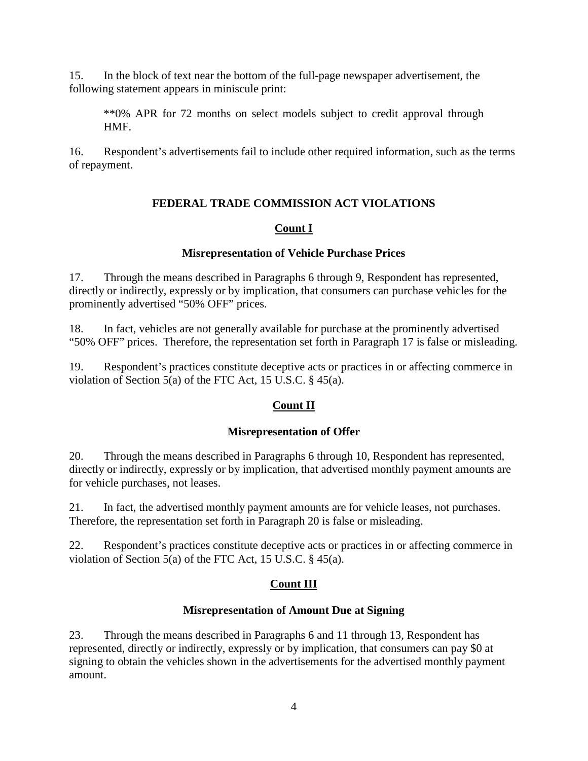15. In the block of text near the bottom of the full-page newspaper advertisement, the following statement appears in miniscule print:

> **0% APR for 72 months on select models subject to credit approval through HMF.

16. Respondent's advertisements fail to include other required information, such as the terms of repayment.

## FEDERAL TRADE COMMISSION ACT VIOLATIONS

### Count I

#### Misrepresentation of Vehicle Purchase Prices

17. Through the means described in Paragraphs 6 through 9, Respondent has represented, directly or indirectly, expressly or by implication, that consumers can purchase vehicles for the prominently advertised "50% OFF" prices.

18. In fact, vehicles are not generally available for purchase at the prominently advertised "50% OFF" prices. Therefore, the representation set forth in Paragraph 17 is false or misleading.

19. Respondent's practices constitute deceptive acts or practices in or affecting commerce in violation of Section 5(a) of the FTC Act, 15 U.S.C. § 45(a).

### Count II

#### Misrepresentation of Offer

20. Through the means described in Paragraphs 6 through 10, Respondent has represented, directly or indirectly, expressly or by implication, that advertised monthly payment amounts are for vehicle purchases, not leases.

21. In fact, the advertised monthly payment amounts are for vehicle leases, not purchases. Therefore, the representation set forth in Paragraph 20 is false or misleading.

22. Respondent's practices constitute deceptive acts or practices in or affecting commerce in violation of Section 5(a) of the FTC Act, 15 U.S.C. § 45(a).

### Count III

#### Misrepresentation of Amount Due at Signing

23. Through the means described in Paragraphs 6 and 11 through 13, Respondent has represented, directly or indirectly, expressly or by implication, that consumers can pay $0 at signing to obtain the vehicles shown in the advertisements for the advertised monthly payment amount.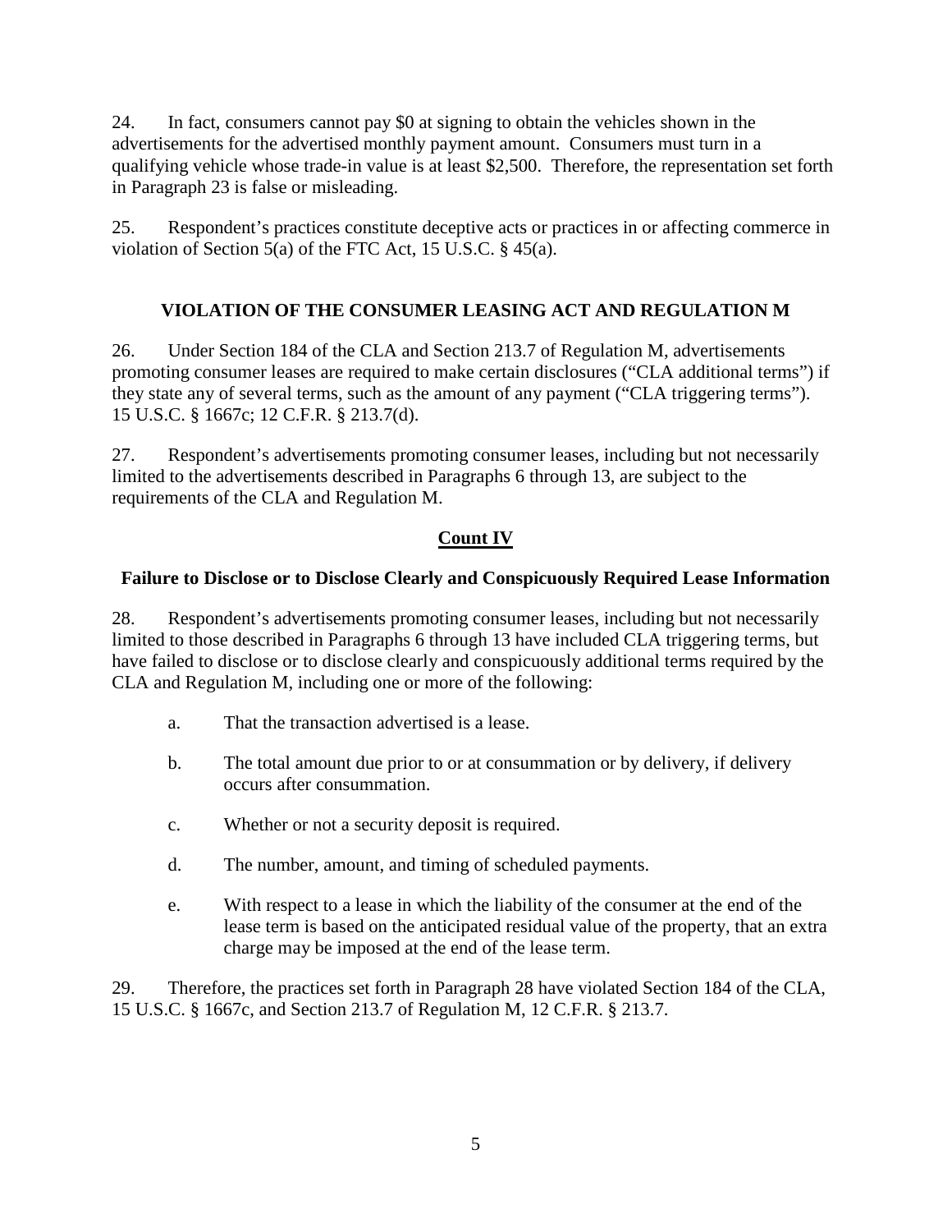24. In fact, consumers cannot pay $0 at signing to obtain the vehicles shown in the advertisements for the advertised monthly payment amount. Consumers must turn in a qualifying vehicle whose trade-in value is at least $2,500. Therefore, the representation set forth in Paragraph 23 is false or misleading.

25. Respondent's practices constitute deceptive acts or practices in or affecting commerce in violation of Section 5(a) of the FTC Act, 15 U.S.C. § 45(a).

## VIOLATION OF THE CONSUMER LEASING ACT AND REGULATION M

26. Under Section 184 of the CLA and Section 213.7 of Regulation M, advertisements promoting consumer leases are required to make certain disclosures ("CLA additional terms") if they state any of several terms, such as the amount of any payment ("CLA triggering terms"). 15 U.S.C. § 1667c; 12 C.F.R. § 213.7(d).

27. Respondent's advertisements promoting consumer leases, including but not necessarily limited to the advertisements described in Paragraphs 6 through 13, are subject to the requirements of the CLA and Regulation M.

## Count IV

### Failure to Disclose or to Disclose Clearly and Conspicuously Required Lease Information

28. Respondent's advertisements promoting consumer leases, including but not necessarily limited to those described in Paragraphs 6 through 13 have included CLA triggering terms, but have failed to disclose or to disclose clearly and conspicuously additional terms required by the CLA and Regulation M, including one or more of the following:

a. That the transaction advertised is a lease.

b. The total amount due prior to or at consummation or by delivery, if delivery occurs after consummation.

c. Whether or not a security deposit is required.

d. The number, amount, and timing of scheduled payments.

e. With respect to a lease in which the liability of the consumer at the end of the lease term is based on the anticipated residual value of the property, that an extra charge may be imposed at the end of the lease term.

29. Therefore, the practices set forth in Paragraph 28 have violated Section 184 of the CLA, 15 U.S.C. § 1667c, and Section 213.7 of Regulation M, 12 C.F.R. § 213.7.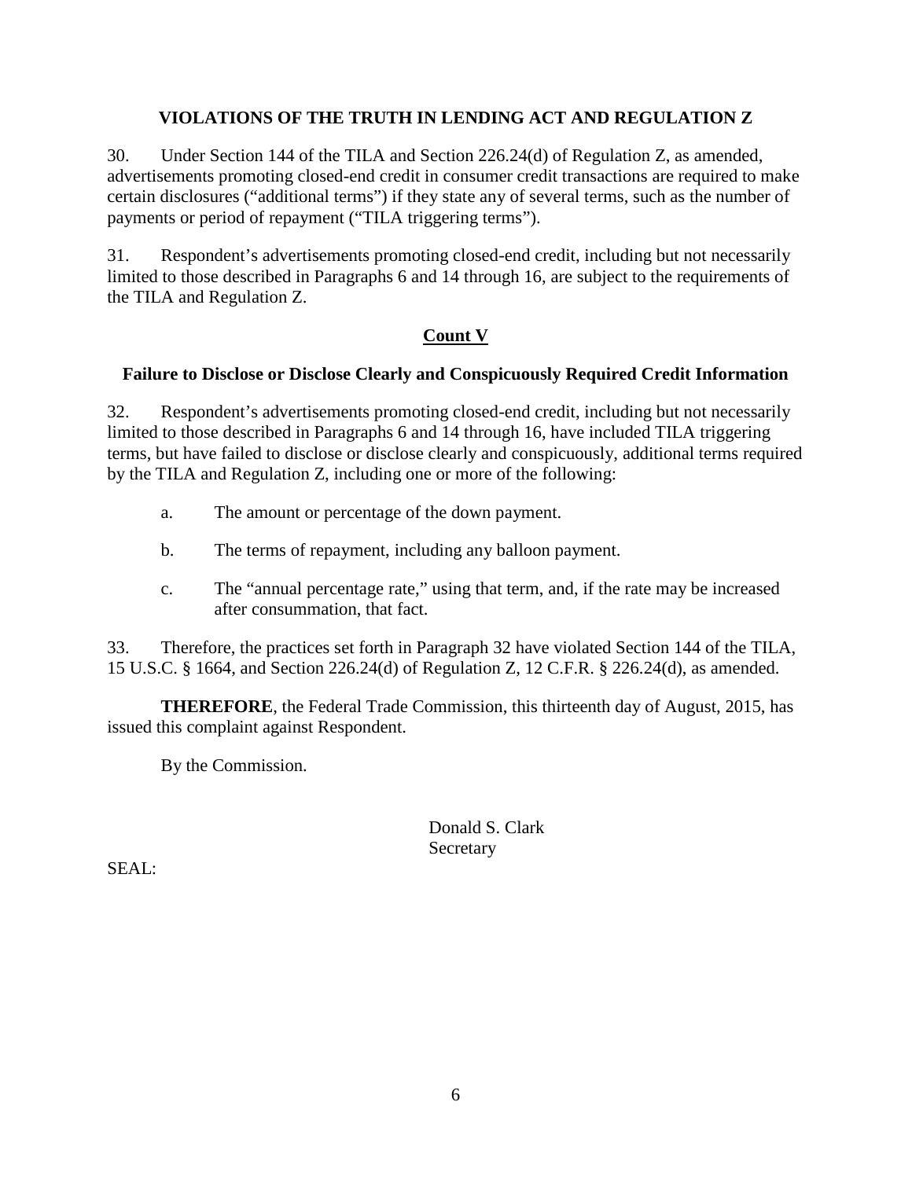## VIOLATIONS OF THE TRUTH IN LENDING ACT AND REGULATION Z

30. Under Section 144 of the TILA and Section 226.24(d) of Regulation Z, as amended, advertisements promoting closed-end credit in consumer credit transactions are required to make certain disclosures ("additional terms") if they state any of several terms, such as the number of payments or period of repayment ("TILA triggering terms").

31. Respondent's advertisements promoting closed-end credit, including but not necessarily limited to those described in Paragraphs 6 and 14 through 16, are subject to the requirements of the TILA and Regulation Z.

### Count V

### Failure to Disclose or Disclose Clearly and Conspicuously Required Credit Information

32. Respondent's advertisements promoting closed-end credit, including but not necessarily limited to those described in Paragraphs 6 and 14 through 16, have included TILA triggering terms, but have failed to disclose or disclose clearly and conspicuously, additional terms required by the TILA and Regulation Z, including one or more of the following:

a. The amount or percentage of the down payment.

b. The terms of repayment, including any balloon payment.

c. The "annual percentage rate," using that term, and, if the rate may be increased after consummation, that fact.

33. Therefore, the practices set forth in Paragraph 32 have violated Section 144 of the TILA, 15 U.S.C. § 1664, and Section 226.24(d) of Regulation Z, 12 C.F.R. § 226.24(d), as amended.

**THEREFORE**, the Federal Trade Commission, this thirteenth day of August, 2015, has issued this complaint against Respondent.

By the Commission.

Donald S. Clark
Secretary

SEAL: